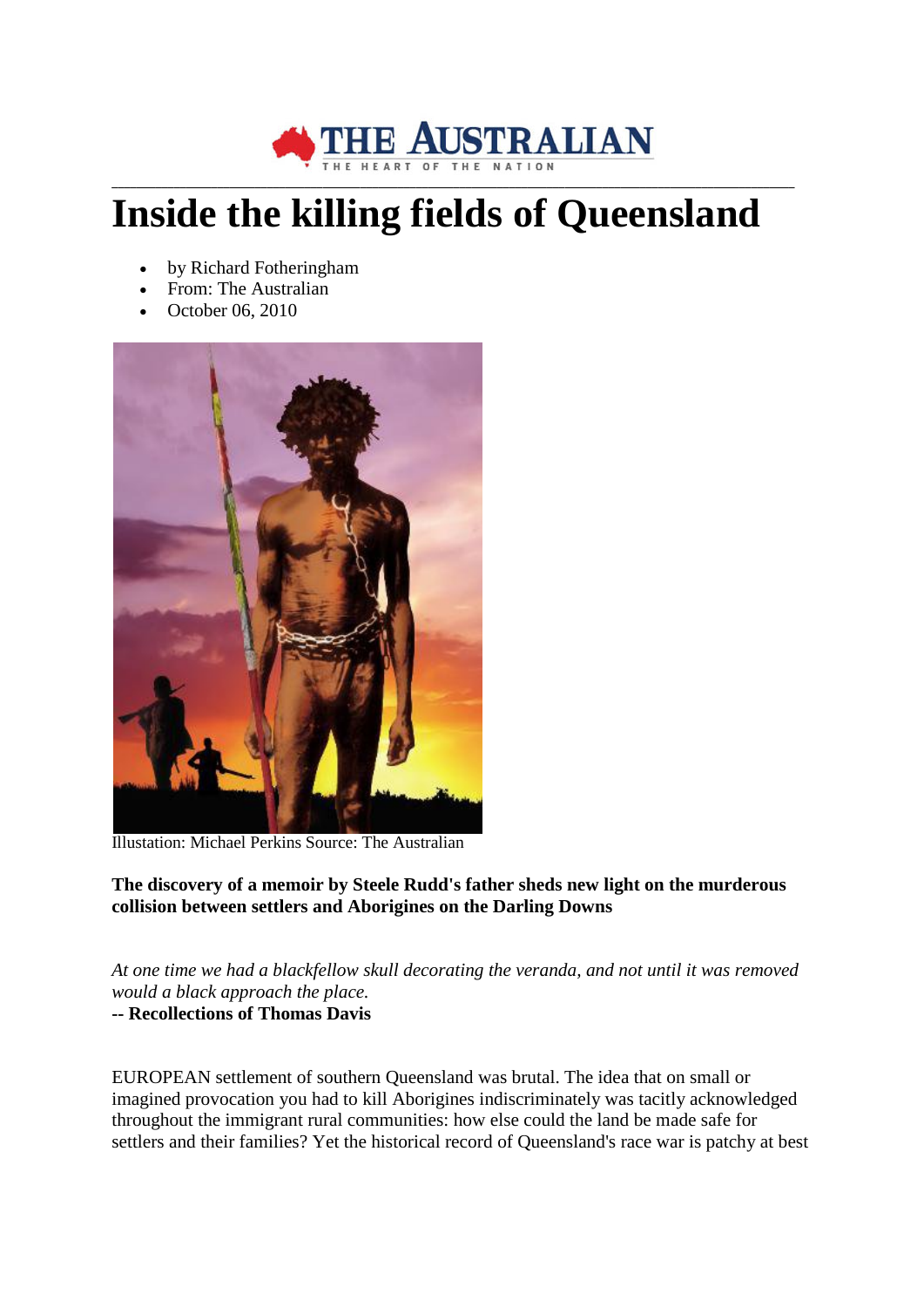# Inside the killing fields of Queensland

- by Richard Fotheringham
- From: The Australian
- October 06, 2010

Illustation: Michael Perkins Source: The Australian

**The discovery of a memoir by Steele Rudd's father sheds new light on the murderous collision between settlers and Aborigines on the Darling Downs**

*At one time we had a blackfellow skull decorating the veranda, and not until it was removed would a black approach the place.*
**-- Recollections of Thomas Davis**

EUROPEAN settlement of southern Queensland was brutal. The idea that on small or imagined provocation you had to kill Aborigines indiscriminately was tacitly acknowledged throughout the immigrant rural communities: how else could the land be made safe for settlers and their families? Yet the historical record of Queensland's race war is patchy at best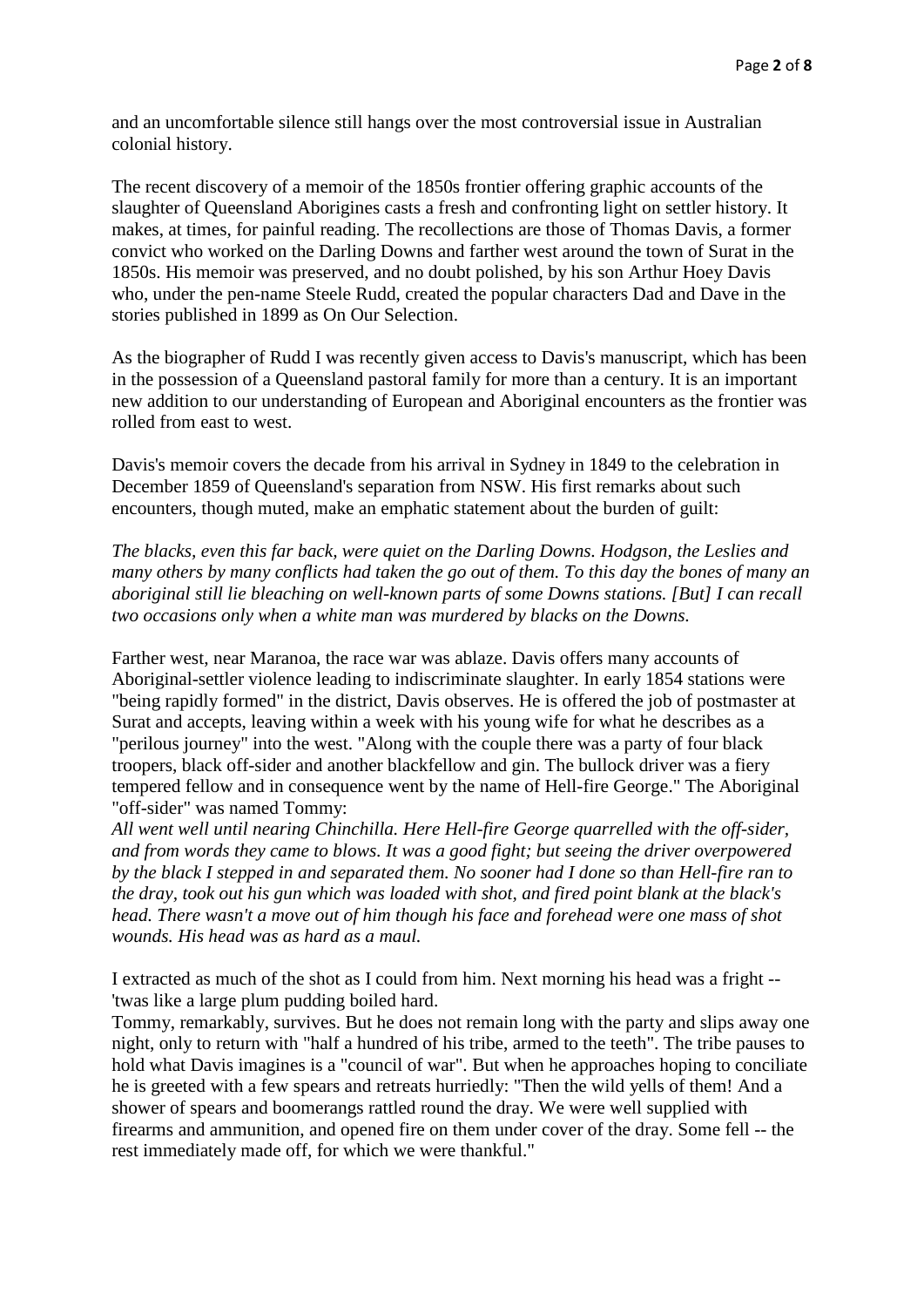and an uncomfortable silence still hangs over the most controversial issue in Australian colonial history.

The recent discovery of a memoir of the 1850s frontier offering graphic accounts of the slaughter of Queensland Aborigines casts a fresh and confronting light on settler history. It makes, at times, for painful reading. The recollections are those of Thomas Davis, a former convict who worked on the Darling Downs and farther west around the town of Surat in the 1850s. His memoir was preserved, and no doubt polished, by his son Arthur Hoey Davis who, under the pen-name Steele Rudd, created the popular characters Dad and Dave in the stories published in 1899 as On Our Selection.

As the biographer of Rudd I was recently given access to Davis's manuscript, which has been in the possession of a Queensland pastoral family for more than a century. It is an important new addition to our understanding of European and Aboriginal encounters as the frontier was rolled from east to west.

Davis's memoir covers the decade from his arrival in Sydney in 1849 to the celebration in December 1859 of Queensland's separation from NSW. His first remarks about such encounters, though muted, make an emphatic statement about the burden of guilt:

*The blacks, even this far back, were quiet on the Darling Downs. Hodgson, the Leslies and many others by many conflicts had taken the go out of them. To this day the bones of many an aboriginal still lie bleaching on well-known parts of some Downs stations. [But] I can recall two occasions only when a white man was murdered by blacks on the Downs.*

Farther west, near Maranoa, the race war was ablaze. Davis offers many accounts of Aboriginal-settler violence leading to indiscriminate slaughter. In early 1854 stations were "being rapidly formed" in the district, Davis observes. He is offered the job of postmaster at Surat and accepts, leaving within a week with his young wife for what he describes as a "perilous journey" into the west. "Along with the couple there was a party of four black troopers, black off-sider and another blackfellow and gin. The bullock driver was a fiery tempered fellow and in consequence went by the name of Hell-fire George." The Aboriginal "off-sider" was named Tommy:

*All went well until nearing Chinchilla. Here Hell-fire George quarrelled with the off-sider, and from words they came to blows. It was a good fight; but seeing the driver overpowered by the black I stepped in and separated them. No sooner had I done so than Hell-fire ran to the dray, took out his gun which was loaded with shot, and fired point blank at the black's head. There wasn't a move out of him though his face and forehead were one mass of shot wounds. His head was as hard as a maul.*

I extracted as much of the shot as I could from him. Next morning his head was a fright -- 'twas like a large plum pudding boiled hard.

Tommy, remarkably, survives. But he does not remain long with the party and slips away one night, only to return with "half a hundred of his tribe, armed to the teeth". The tribe pauses to hold what Davis imagines is a "council of war". But when he approaches hoping to conciliate he is greeted with a few spears and retreats hurriedly: "Then the wild yells of them! And a shower of spears and boomerangs rattled round the dray. We were well supplied with firearms and ammunition, and opened fire on them under cover of the dray. Some fell -- the rest immediately made off, for which we were thankful."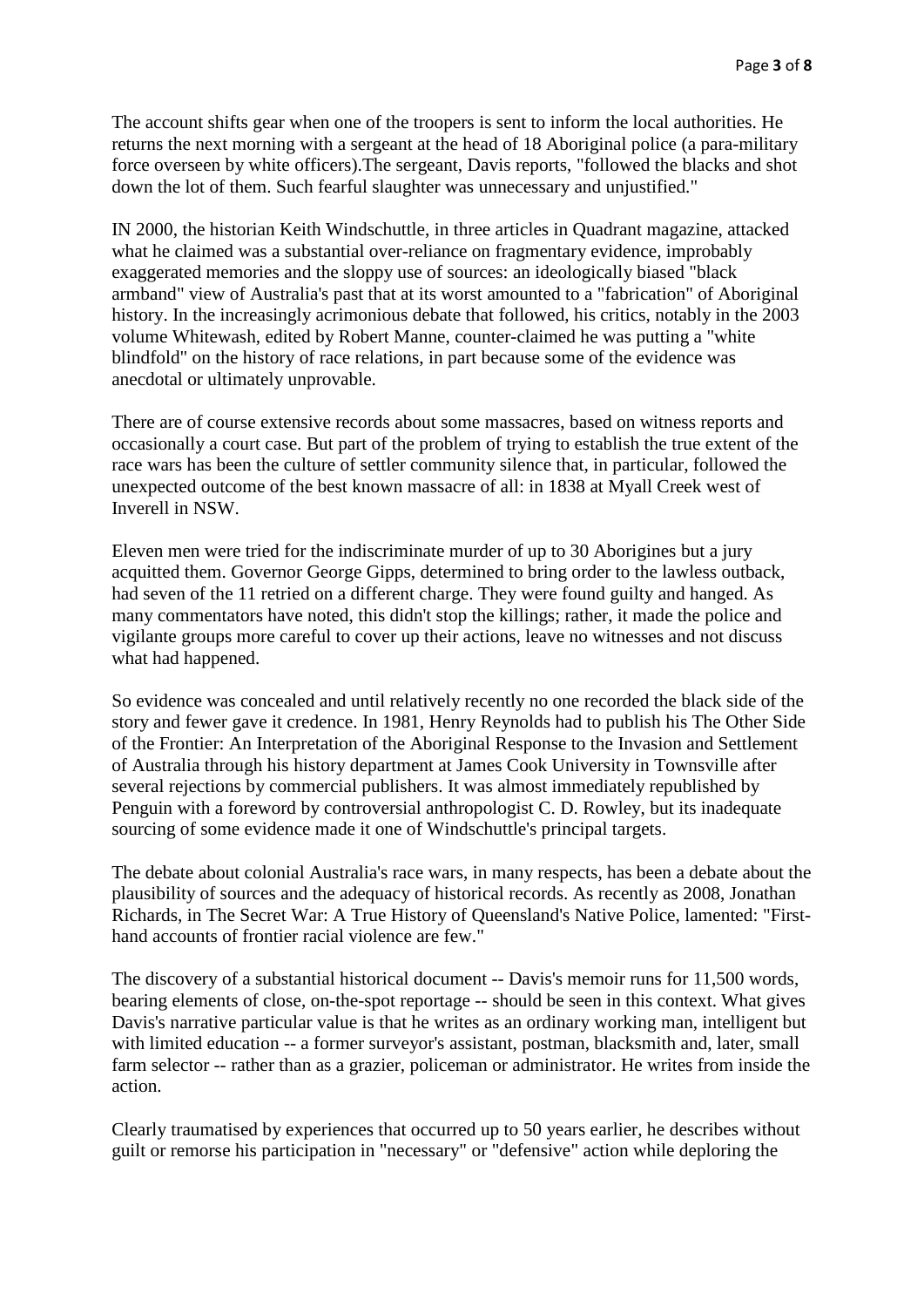The account shifts gear when one of the troopers is sent to inform the local authorities. He returns the next morning with a sergeant at the head of 18 Aboriginal police (a para-military force overseen by white officers).The sergeant, Davis reports, "followed the blacks and shot down the lot of them. Such fearful slaughter was unnecessary and unjustified."

IN 2000, the historian Keith Windschuttle, in three articles in Quadrant magazine, attacked what he claimed was a substantial over-reliance on fragmentary evidence, improbably exaggerated memories and the sloppy use of sources: an ideologically biased "black armband" view of Australia's past that at its worst amounted to a "fabrication" of Aboriginal history. In the increasingly acrimonious debate that followed, his critics, notably in the 2003 volume Whitewash, edited by Robert Manne, counter-claimed he was putting a "white blindfold" on the history of race relations, in part because some of the evidence was anecdotal or ultimately unprovable.

There are of course extensive records about some massacres, based on witness reports and occasionally a court case. But part of the problem of trying to establish the true extent of the race wars has been the culture of settler community silence that, in particular, followed the unexpected outcome of the best known massacre of all: in 1838 at Myall Creek west of Inverell in NSW.

Eleven men were tried for the indiscriminate murder of up to 30 Aborigines but a jury acquitted them. Governor George Gipps, determined to bring order to the lawless outback, had seven of the 11 retried on a different charge. They were found guilty and hanged. As many commentators have noted, this didn't stop the killings; rather, it made the police and vigilante groups more careful to cover up their actions, leave no witnesses and not discuss what had happened.

So evidence was concealed and until relatively recently no one recorded the black side of the story and fewer gave it credence. In 1981, Henry Reynolds had to publish his The Other Side of the Frontier: An Interpretation of the Aboriginal Response to the Invasion and Settlement of Australia through his history department at James Cook University in Townsville after several rejections by commercial publishers. It was almost immediately republished by Penguin with a foreword by controversial anthropologist C. D. Rowley, but its inadequate sourcing of some evidence made it one of Windschuttle's principal targets.

The debate about colonial Australia's race wars, in many respects, has been a debate about the plausibility of sources and the adequacy of historical records. As recently as 2008, Jonathan Richards, in The Secret War: A True History of Queensland's Native Police, lamented: "First-hand accounts of frontier racial violence are few."

The discovery of a substantial historical document -- Davis's memoir runs for 11,500 words, bearing elements of close, on-the-spot reportage -- should be seen in this context. What gives Davis's narrative particular value is that he writes as an ordinary working man, intelligent but with limited education -- a former surveyor's assistant, postman, blacksmith and, later, small farm selector -- rather than as a grazier, policeman or administrator. He writes from inside the action.

Clearly traumatised by experiences that occurred up to 50 years earlier, he describes without guilt or remorse his participation in "necessary" or "defensive" action while deploring the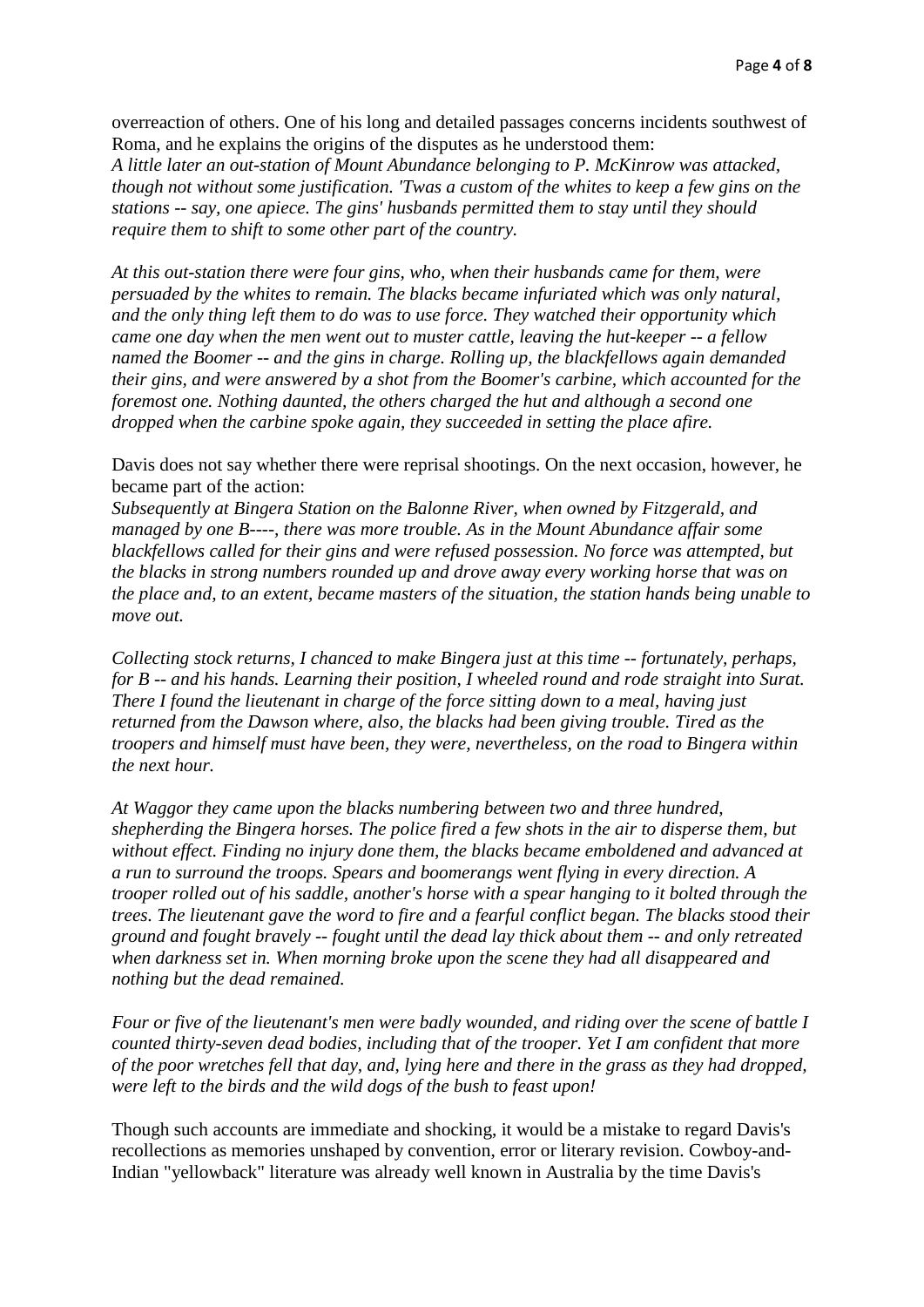overreaction of others. One of his long and detailed passages concerns incidents southwest of Roma, and he explains the origins of the disputes as he understood them:
*A little later an out-station of Mount Abundance belonging to P. McKinrow was attacked, though not without some justification. 'Twas a custom of the whites to keep a few gins on the stations -- say, one apiece. The gins' husbands permitted them to stay until they should require them to shift to some other part of the country.*

*At this out-station there were four gins, who, when their husbands came for them, were persuaded by the whites to remain. The blacks became infuriated which was only natural, and the only thing left them to do was to use force. They watched their opportunity which came one day when the men went out to muster cattle, leaving the hut-keeper -- a fellow named the Boomer -- and the gins in charge. Rolling up, the blackfellows again demanded their gins, and were answered by a shot from the Boomer's carbine, which accounted for the foremost one. Nothing daunted, the others charged the hut and although a second one dropped when the carbine spoke again, they succeeded in setting the place afire.*

Davis does not say whether there were reprisal shootings. On the next occasion, however, he became part of the action:
*Subsequently at Bingera Station on the Balonne River, when owned by Fitzgerald, and managed by one B----, there was more trouble. As in the Mount Abundance affair some blackfellows called for their gins and were refused possession. No force was attempted, but the blacks in strong numbers rounded up and drove away every working horse that was on the place and, to an extent, became masters of the situation, the station hands being unable to move out.*

*Collecting stock returns, I chanced to make Bingera just at this time -- fortunately, perhaps, for B -- and his hands. Learning their position, I wheeled round and rode straight into Surat. There I found the lieutenant in charge of the force sitting down to a meal, having just returned from the Dawson where, also, the blacks had been giving trouble. Tired as the troopers and himself must have been, they were, nevertheless, on the road to Bingera within the next hour.*

*At Waggor they came upon the blacks numbering between two and three hundred, shepherding the Bingera horses. The police fired a few shots in the air to disperse them, but without effect. Finding no injury done them, the blacks became emboldened and advanced at a run to surround the troops. Spears and boomerangs went flying in every direction. A trooper rolled out of his saddle, another's horse with a spear hanging to it bolted through the trees. The lieutenant gave the word to fire and a fearful conflict began. The blacks stood their ground and fought bravely -- fought until the dead lay thick about them -- and only retreated when darkness set in. When morning broke upon the scene they had all disappeared and nothing but the dead remained.*

*Four or five of the lieutenant's men were badly wounded, and riding over the scene of battle I counted thirty-seven dead bodies, including that of the trooper. Yet I am confident that more of the poor wretches fell that day, and, lying here and there in the grass as they had dropped, were left to the birds and the wild dogs of the bush to feast upon!*

Though such accounts are immediate and shocking, it would be a mistake to regard Davis's recollections as memories unshaped by convention, error or literary revision. Cowboy-and-Indian "yellowback" literature was already well known in Australia by the time Davis's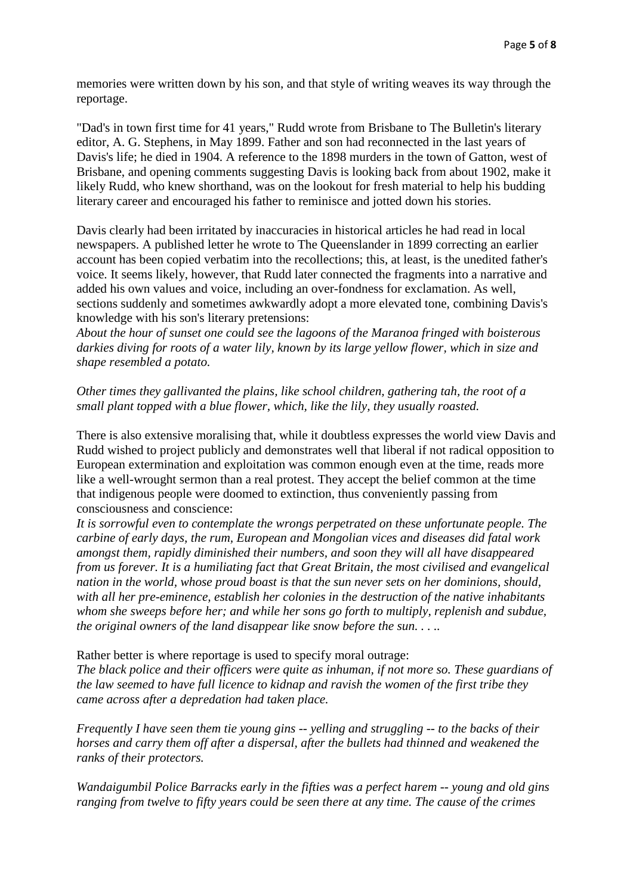memories were written down by his son, and that style of writing weaves its way through the reportage.

"Dad's in town first time for 41 years," Rudd wrote from Brisbane to The Bulletin's literary editor, A. G. Stephens, in May 1899. Father and son had reconnected in the last years of Davis's life; he died in 1904. A reference to the 1898 murders in the town of Gatton, west of Brisbane, and opening comments suggesting Davis is looking back from about 1902, make it likely Rudd, who knew shorthand, was on the lookout for fresh material to help his budding literary career and encouraged his father to reminisce and jotted down his stories.

Davis clearly had been irritated by inaccuracies in historical articles he had read in local newspapers. A published letter he wrote to The Queenslander in 1899 correcting an earlier account has been copied verbatim into the recollections; this, at least, is the unedited father's voice. It seems likely, however, that Rudd later connected the fragments into a narrative and added his own values and voice, including an over-fondness for exclamation. As well, sections suddenly and sometimes awkwardly adopt a more elevated tone, combining Davis's knowledge with his son's literary pretensions:

*About the hour of sunset one could see the lagoons of the Maranoa fringed with boisterous darkies diving for roots of a water lily, known by its large yellow flower, which in size and shape resembled a potato.*

*Other times they gallivanted the plains, like school children, gathering tah, the root of a small plant topped with a blue flower, which, like the lily, they usually roasted.*

There is also extensive moralising that, while it doubtless expresses the world view Davis and Rudd wished to project publicly and demonstrates well that liberal if not radical opposition to European extermination and exploitation was common enough even at the time, reads more like a well-wrought sermon than a real protest. They accept the belief common at the time that indigenous people were doomed to extinction, thus conveniently passing from consciousness and conscience:

*It is sorrowful even to contemplate the wrongs perpetrated on these unfortunate people. The carbine of early days, the rum, European and Mongolian vices and diseases did fatal work amongst them, rapidly diminished their numbers, and soon they will all have disappeared from us forever. It is a humiliating fact that Great Britain, the most civilised and evangelical nation in the world, whose proud boast is that the sun never sets on her dominions, should, with all her pre-eminence, establish her colonies in the destruction of the native inhabitants whom she sweeps before her; and while her sons go forth to multiply, replenish and subdue, the original owners of the land disappear like snow before the sun. . . ..*

Rather better is where reportage is used to specify moral outrage:

*The black police and their officers were quite as inhuman, if not more so. These guardians of the law seemed to have full licence to kidnap and ravish the women of the first tribe they came across after a depredation had taken place.*

*Frequently I have seen them tie young gins -- yelling and struggling -- to the backs of their horses and carry them off after a dispersal, after the bullets had thinned and weakened the ranks of their protectors.*

*Wandaigumbil Police Barracks early in the fifties was a perfect harem -- young and old gins ranging from twelve to fifty years could be seen there at any time. The cause of the crimes*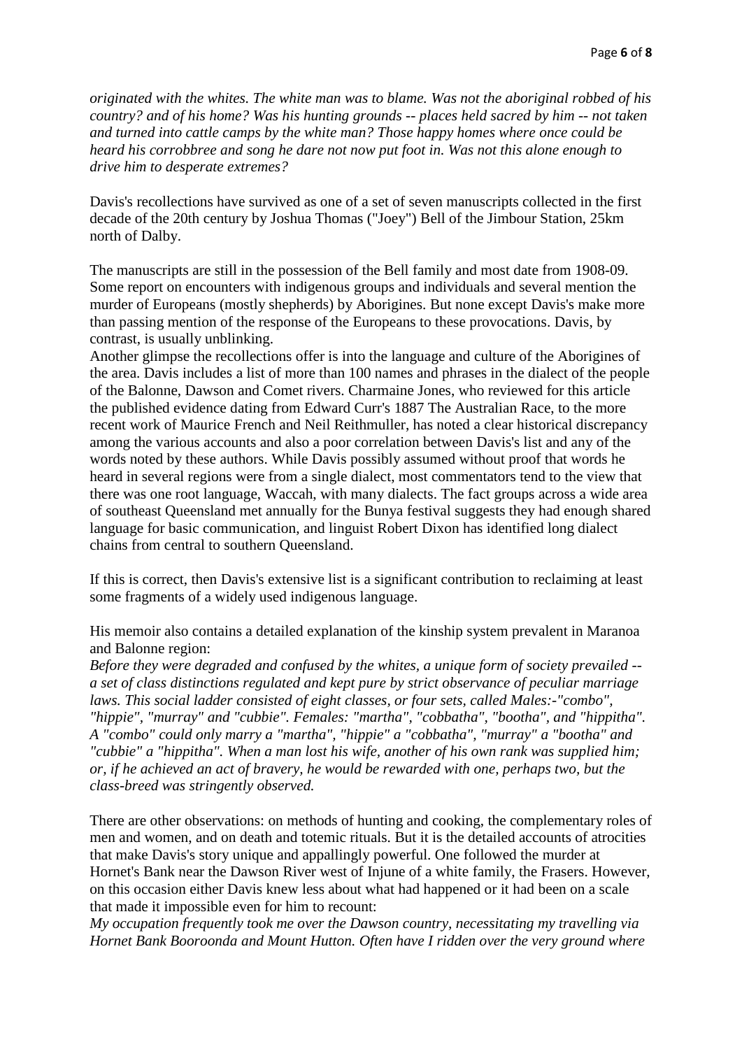*originated with the whites. The white man was to blame. Was not the aboriginal robbed of his country? and of his home? Was his hunting grounds -- places held sacred by him -- not taken and turned into cattle camps by the white man? Those happy homes where once could be heard his corrobbree and song he dare not now put foot in. Was not this alone enough to drive him to desperate extremes?*

Davis's recollections have survived as one of a set of seven manuscripts collected in the first decade of the 20th century by Joshua Thomas ("Joey") Bell of the Jimbour Station, 25km north of Dalby.

The manuscripts are still in the possession of the Bell family and most date from 1908-09. Some report on encounters with indigenous groups and individuals and several mention the murder of Europeans (mostly shepherds) by Aborigines. But none except Davis's make more than passing mention of the response of the Europeans to these provocations. Davis, by contrast, is usually unblinking.

Another glimpse the recollections offer is into the language and culture of the Aborigines of the area. Davis includes a list of more than 100 names and phrases in the dialect of the people of the Balonne, Dawson and Comet rivers. Charmaine Jones, who reviewed for this article the published evidence dating from Edward Curr's 1887 The Australian Race, to the more recent work of Maurice French and Neil Reithmuller, has noted a clear historical discrepancy among the various accounts and also a poor correlation between Davis's list and any of the words noted by these authors. While Davis possibly assumed without proof that words he heard in several regions were from a single dialect, most commentators tend to the view that there was one root language, Waccah, with many dialects. The fact groups across a wide area of southeast Queensland met annually for the Bunya festival suggests they had enough shared language for basic communication, and linguist Robert Dixon has identified long dialect chains from central to southern Queensland.

If this is correct, then Davis's extensive list is a significant contribution to reclaiming at least some fragments of a widely used indigenous language.

His memoir also contains a detailed explanation of the kinship system prevalent in Maranoa and Balonne region:

*Before they were degraded and confused by the whites, a unique form of society prevailed -- a set of class distinctions regulated and kept pure by strict observance of peculiar marriage laws. This social ladder consisted of eight classes, or four sets, called Males:-"combo", "hippie", "murray" and "cubbie". Females: "martha", "cobbatha", "bootha", and "hippitha". A "combo" could only marry a "martha", "hippie" a "cobbatha", "murray" a "bootha" and "cubbie" a "hippitha". When a man lost his wife, another of his own rank was supplied him; or, if he achieved an act of bravery, he would be rewarded with one, perhaps two, but the class-breed was stringently observed.*

There are other observations: on methods of hunting and cooking, the complementary roles of men and women, and on death and totemic rituals. But it is the detailed accounts of atrocities that make Davis's story unique and appallingly powerful. One followed the murder at Hornet's Bank near the Dawson River west of Injune of a white family, the Frasers. However, on this occasion either Davis knew less about what had happened or it had been on a scale that made it impossible even for him to recount:

*My occupation frequently took me over the Dawson country, necessitating my travelling via Hornet Bank Booroonda and Mount Hutton. Often have I ridden over the very ground where*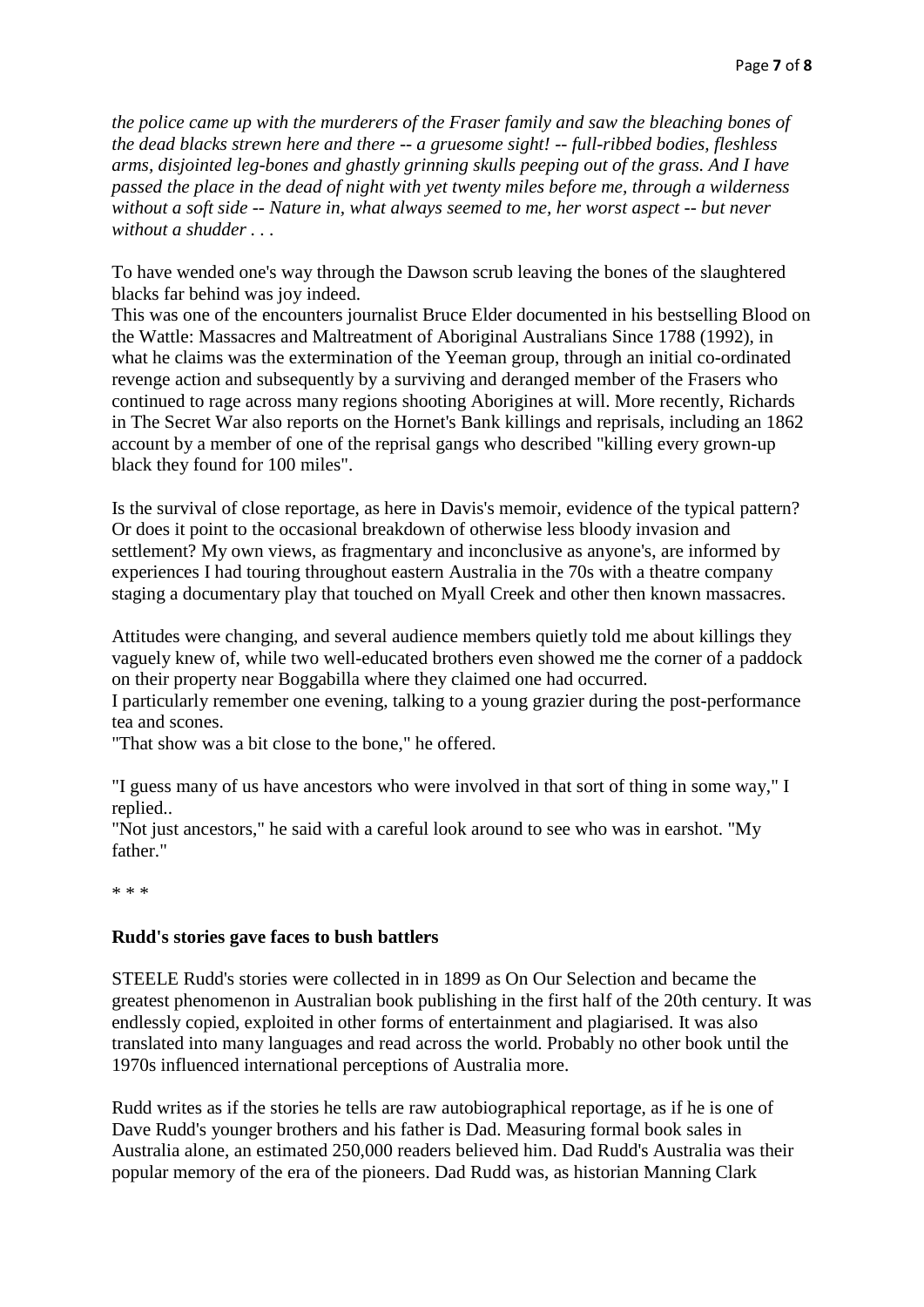*the police came up with the murderers of the Fraser family and saw the bleaching bones of the dead blacks strewn here and there -- a gruesome sight! -- full-ribbed bodies, fleshless arms, disjointed leg-bones and ghastly grinning skulls peeping out of the grass. And I have passed the place in the dead of night with yet twenty miles before me, through a wilderness without a soft side -- Nature in, what always seemed to me, her worst aspect -- but never without a shudder . . .*

To have wended one's way through the Dawson scrub leaving the bones of the slaughtered blacks far behind was joy indeed.

This was one of the encounters journalist Bruce Elder documented in his bestselling Blood on the Wattle: Massacres and Maltreatment of Aboriginal Australians Since 1788 (1992), in what he claims was the extermination of the Yeeman group, through an initial co-ordinated revenge action and subsequently by a surviving and deranged member of the Frasers who continued to rage across many regions shooting Aborigines at will. More recently, Richards in The Secret War also reports on the Hornet's Bank killings and reprisals, including an 1862 account by a member of one of the reprisal gangs who described "killing every grown-up black they found for 100 miles".

Is the survival of close reportage, as here in Davis's memoir, evidence of the typical pattern? Or does it point to the occasional breakdown of otherwise less bloody invasion and settlement? My own views, as fragmentary and inconclusive as anyone's, are informed by experiences I had touring throughout eastern Australia in the 70s with a theatre company staging a documentary play that touched on Myall Creek and other then known massacres.

Attitudes were changing, and several audience members quietly told me about killings they vaguely knew of, while two well-educated brothers even showed me the corner of a paddock on their property near Boggabilla where they claimed one had occurred.

I particularly remember one evening, talking to a young grazier during the post-performance tea and scones.

"That show was a bit close to the bone," he offered.

"I guess many of us have ancestors who were involved in that sort of thing in some way," I replied..

"Not just ancestors," he said with a careful look around to see who was in earshot. "My father."

* * *

**Rudd's stories gave faces to bush battlers**

STEELE Rudd's stories were collected in in 1899 as On Our Selection and became the greatest phenomenon in Australian book publishing in the first half of the 20th century. It was endlessly copied, exploited in other forms of entertainment and plagiarised. It was also translated into many languages and read across the world. Probably no other book until the 1970s influenced international perceptions of Australia more.

Rudd writes as if the stories he tells are raw autobiographical reportage, as if he is one of Dave Rudd's younger brothers and his father is Dad. Measuring formal book sales in Australia alone, an estimated 250,000 readers believed him. Dad Rudd's Australia was their popular memory of the era of the pioneers. Dad Rudd was, as historian Manning Clark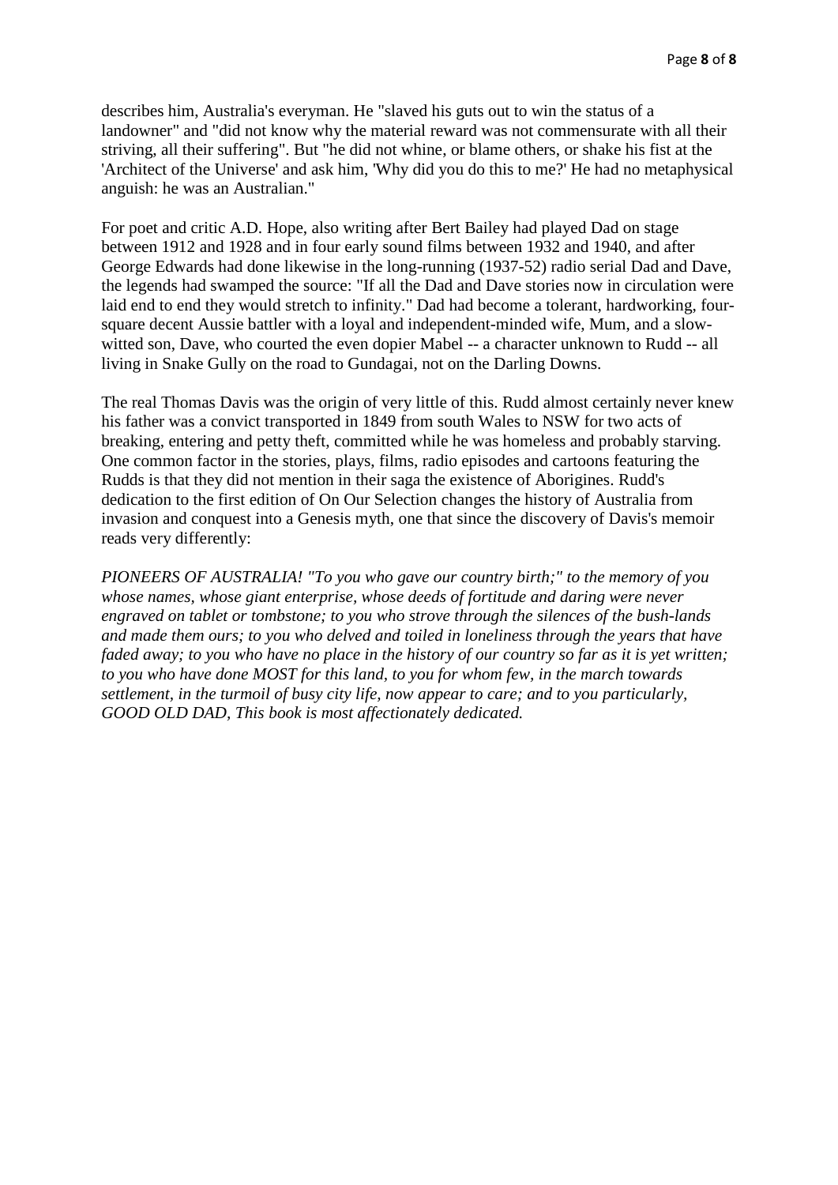describes him, Australia's everyman. He "slaved his guts out to win the status of a landowner" and "did not know why the material reward was not commensurate with all their striving, all their suffering". But "he did not whine, or blame others, or shake his fist at the 'Architect of the Universe' and ask him, 'Why did you do this to me?' He had no metaphysical anguish: he was an Australian."

For poet and critic A.D. Hope, also writing after Bert Bailey had played Dad on stage between 1912 and 1928 and in four early sound films between 1932 and 1940, and after George Edwards had done likewise in the long-running (1937-52) radio serial Dad and Dave, the legends had swamped the source: "If all the Dad and Dave stories now in circulation were laid end to end they would stretch to infinity." Dad had become a tolerant, hardworking, four-square decent Aussie battler with a loyal and independent-minded wife, Mum, and a slow-witted son, Dave, who courted the even dopier Mabel -- a character unknown to Rudd -- all living in Snake Gully on the road to Gundagai, not on the Darling Downs.

The real Thomas Davis was the origin of very little of this. Rudd almost certainly never knew his father was a convict transported in 1849 from south Wales to NSW for two acts of breaking, entering and petty theft, committed while he was homeless and probably starving. One common factor in the stories, plays, films, radio episodes and cartoons featuring the Rudds is that they did not mention in their saga the existence of Aborigines. Rudd's dedication to the first edition of On Our Selection changes the history of Australia from invasion and conquest into a Genesis myth, one that since the discovery of Davis's memoir reads very differently:

*PIONEERS OF AUSTRALIA! "To you who gave our country birth;" to the memory of you whose names, whose giant enterprise, whose deeds of fortitude and daring were never engraved on tablet or tombstone; to you who strove through the silences of the bush-lands and made them ours; to you who delved and toiled in loneliness through the years that have faded away; to you who have no place in the history of our country so far as it is yet written; to you who have done MOST for this land, to you for whom few, in the march towards settlement, in the turmoil of busy city life, now appear to care; and to you particularly, GOOD OLD DAD, This book is most affectionately dedicated.*